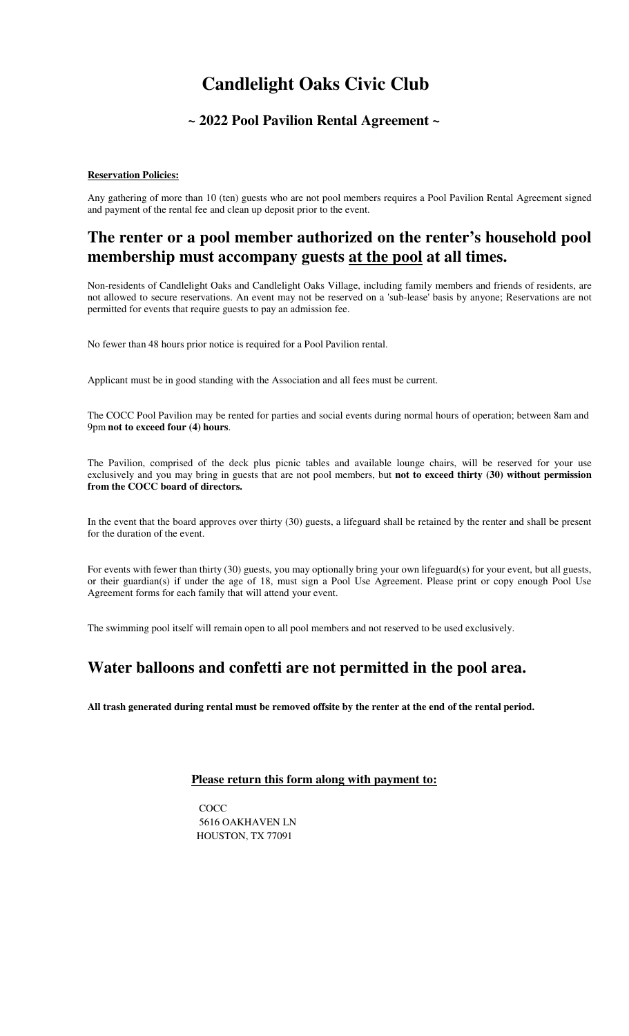# Candlelight Oaks Civic Club

## ~ 2022 Pool Pavilion Rental Agreement ~

**Reservation Policies:**

Any gathering of more than 10 (ten) guests who are not pool members requires a Pool Pavilion Rental Agreement signed and payment of the rental fee and clean up deposit prior to the event.

## The renter or a pool member authorized on the renter's household pool membership must accompany guests at the pool at all times.

Non-residents of Candlelight Oaks and Candlelight Oaks Village, including family members and friends of residents, are not allowed to secure reservations. An event may not be reserved on a 'sub-lease' basis by anyone; Reservations are not permitted for events that require guests to pay an admission fee.

No fewer than 48 hours prior notice is required for a Pool Pavilion rental.

Applicant must be in good standing with the Association and all fees must be current.

The COCC Pool Pavilion may be rented for parties and social events during normal hours of operation; between 8am and 9pm **not to exceed four (4) hours**.

The Pavilion, comprised of the deck plus picnic tables and available lounge chairs, will be reserved for your use exclusively and you may bring in guests that are not pool members, but **not to exceed thirty (30) without permission from the COCC board of directors.**

In the event that the board approves over thirty (30) guests, a lifeguard shall be retained by the renter and shall be present for the duration of the event.

For events with fewer than thirty (30) guests, you may optionally bring your own lifeguard(s) for your event, but all guests, or their guardian(s) if under the age of 18, must sign a Pool Use Agreement. Please print or copy enough Pool Use Agreement forms for each family that will attend your event.

The swimming pool itself will remain open to all pool members and not reserved to be used exclusively.

## Water balloons and confetti are not permitted in the pool area.

**All trash generated during rental must be removed offsite by the renter at the end of the rental period.**

**Please return this form along with payment to:**

COCC
5616 OAKHAVEN LN
HOUSTON, TX 77091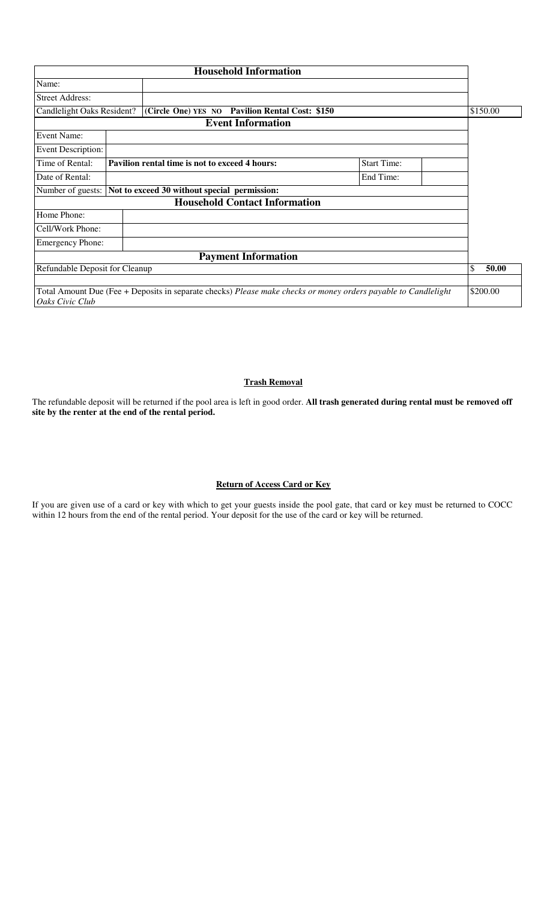| Household Information | | | | |
|---|---|---|---|---|
| Name: | | | | |
| Street Address: | | | | |
| Candlelight Oaks Resident? | **(Circle One) YES NO Pavilion Rental Cost: $150** | | | $150.00 |
| **Event Information** | | | | |
| Event Name: | | | | |
| Event Description: | | | | |
| Time of Rental: | **Pavilion rental time is not to exceed 4 hours:** | Start Time: | | |
| Date of Rental: | | End Time: | | |
| Number of guests: | **Not to exceed 30 without special permission:** | | | |
| **Household Contact Information** | | | | |
| Home Phone: | | | | |
| Cell/Work Phone: | | | | |
| Emergency Phone: | | | | |
| **Payment Information** | | | | |
| Refundable Deposit for Cleanup | | | | $ **50.00** |
| | | | | |
| Total Amount Due (Fee + Deposits in separate checks) *Please make checks or money orders payable to Candlelight Oaks Civic Club* | | | | $200.00 |

## Trash Removal

The refundable deposit will be returned if the pool area is left in good order. **All trash generated during rental must be removed off site by the renter at the end of the rental period.**

## Return of Access Card or Key

If you are given use of a card or key with which to get your guests inside the pool gate, that card or key must be returned to COCC within 12 hours from the end of the rental period. Your deposit for the use of the card or key will be returned.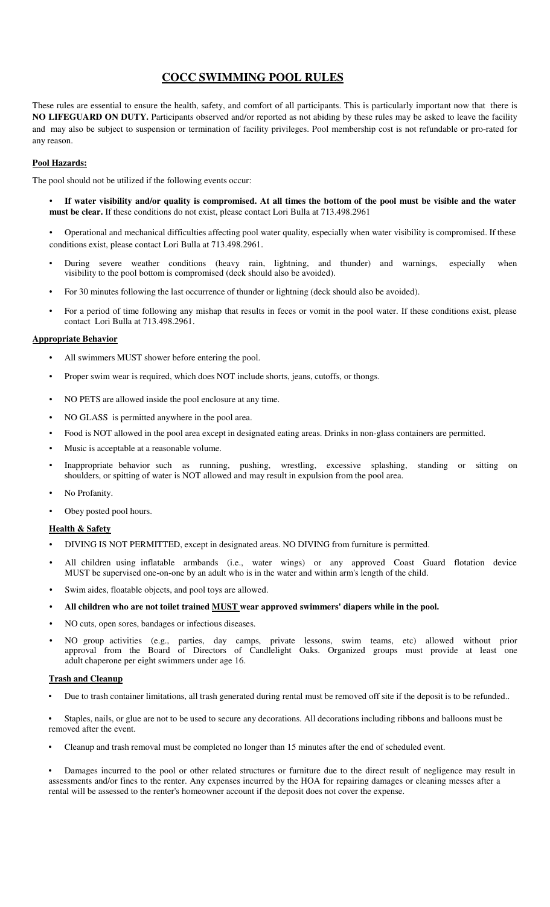# COCC SWIMMING POOL RULES

These rules are essential to ensure the health, safety, and comfort of all participants. This is particularly important now that there is **NO LIFEGUARD ON DUTY.** Participants observed and/or reported as not abiding by these rules may be asked to leave the facility and may also be subject to suspension or termination of facility privileges. Pool membership cost is not refundable or pro-rated for any reason.

## Pool Hazards:

The pool should not be utilized if the following events occur:

- **If water visibility and/or quality is compromised. At all times the bottom of the pool must be visible and the water must be clear.** If these conditions do not exist, please contact Lori Bulla at 713.498.2961
- Operational and mechanical difficulties affecting pool water quality, especially when water visibility is compromised. If these conditions exist, please contact Lori Bulla at 713.498.2961.
- During severe weather conditions (heavy rain, lightning, and thunder) and warnings, especially when visibility to the pool bottom is compromised (deck should also be avoided).
- For 30 minutes following the last occurrence of thunder or lightning (deck should also be avoided).
- For a period of time following any mishap that results in feces or vomit in the pool water. If these conditions exist, please contact Lori Bulla at 713.498.2961.

## Appropriate Behavior

- All swimmers MUST shower before entering the pool.
- Proper swim wear is required, which does NOT include shorts, jeans, cutoffs, or thongs.
- NO PETS are allowed inside the pool enclosure at any time.
- NO GLASS is permitted anywhere in the pool area.
- Food is NOT allowed in the pool area except in designated eating areas. Drinks in non-glass containers are permitted.
- Music is acceptable at a reasonable volume.
- Inappropriate behavior such as running, pushing, wrestling, excessive splashing, standing or sitting on shoulders, or spitting of water is NOT allowed and may result in expulsion from the pool area.
- No Profanity.
- Obey posted pool hours.

## Health & Safety

- DIVING IS NOT PERMITTED, except in designated areas. NO DIVING from furniture is permitted.
- All children using inflatable armbands (i.e., water wings) or any approved Coast Guard flotation device MUST be supervised one-on-one by an adult who is in the water and within arm's length of the child.
- Swim aides, floatable objects, and pool toys are allowed.
- **All children who are not toilet trained MUST wear approved swimmers' diapers while in the pool.**
- NO cuts, open sores, bandages or infectious diseases.
- NO group activities (e.g., parties, day camps, private lessons, swim teams, etc) allowed without prior approval from the Board of Directors of Candlelight Oaks. Organized groups must provide at least one adult chaperone per eight swimmers under age 16.

## Trash and Cleanup

- Due to trash container limitations, all trash generated during rental must be removed off site if the deposit is to be refunded..
- Staples, nails, or glue are not to be used to secure any decorations. All decorations including ribbons and balloons must be removed after the event.
- Cleanup and trash removal must be completed no longer than 15 minutes after the end of scheduled event.
- Damages incurred to the pool or other related structures or furniture due to the direct result of negligence may result in assessments and/or fines to the renter. Any expenses incurred by the HOA for repairing damages or cleaning messes after a rental will be assessed to the renter's homeowner account if the deposit does not cover the expense.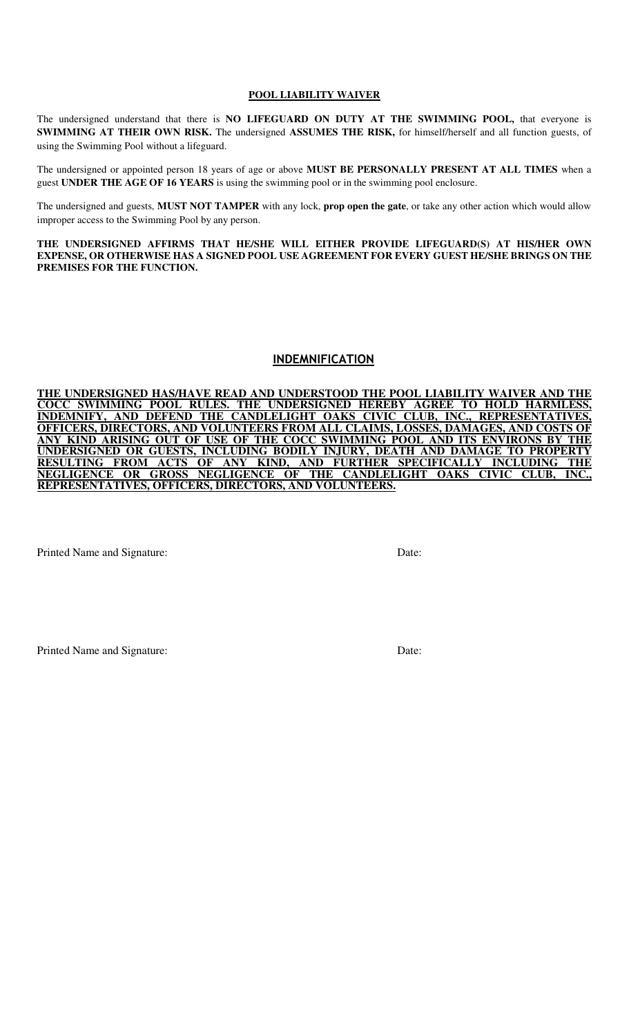## POOL LIABILITY WAIVER

The undersigned understand that there is **NO LIFEGUARD ON DUTY AT THE SWIMMING POOL,** that everyone is **SWIMMING AT THEIR OWN RISK.** The undersigned **ASSUMES THE RISK,** for himself/herself and all function guests, of using the Swimming Pool without a lifeguard.

The undersigned or appointed person 18 years of age or above **MUST BE PERSONALLY PRESENT AT ALL TIMES** when a guest **UNDER THE AGE OF 16 YEARS** is using the swimming pool or in the swimming pool enclosure.

The undersigned and guests, **MUST NOT TAMPER** with any lock, **prop open the gate**, or take any other action which would allow improper access to the Swimming Pool by any person.

**THE UNDERSIGNED AFFIRMS THAT HE/SHE WILL EITHER PROVIDE LIFEGUARD(S) AT HIS/HER OWN EXPENSE, OR OTHERWISE HAS A SIGNED POOL USE AGREEMENT FOR EVERY GUEST HE/SHE BRINGS ON THE PREMISES FOR THE FUNCTION.**

## INDEMNIFICATION

**THE UNDERSIGNED HAS/HAVE READ AND UNDERSTOOD THE POOL LIABILITY WAIVER AND THE COCC SWIMMING POOL RULES. THE UNDERSIGNED HEREBY AGREE TO HOLD HARMLESS, INDEMNIFY, AND DEFEND THE CANDLELIGHT OAKS CIVIC CLUB, INC., REPRESENTATIVES, OFFICERS, DIRECTORS, AND VOLUNTEERS FROM ALL CLAIMS, LOSSES, DAMAGES, AND COSTS OF ANY KIND ARISING OUT OF USE OF THE COCC SWIMMING POOL AND ITS ENVIRONS BY THE UNDERSIGNED OR GUESTS, INCLUDING BODILY INJURY, DEATH AND DAMAGE TO PROPERTY RESULTING FROM ACTS OF ANY KIND, AND FURTHER SPECIFICALLY INCLUDING THE NEGLIGENCE OR GROSS NEGLIGENCE OF THE CANDLELIGHT OAKS CIVIC CLUB, INC., REPRESENTATIVES, OFFICERS, DIRECTORS, AND VOLUNTEERS.**

Printed Name and Signature: Date:

Printed Name and Signature: Date: